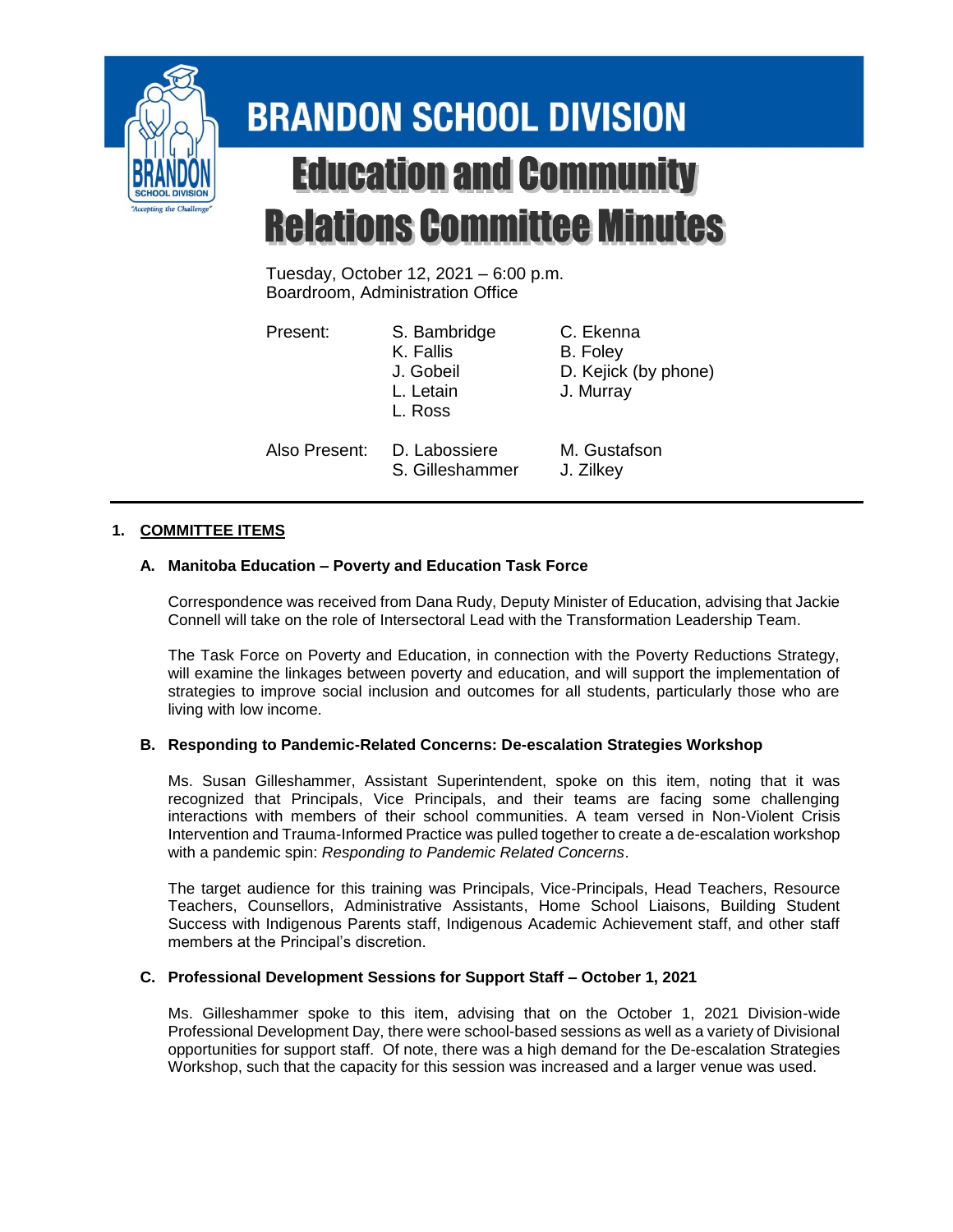# BRANDON SCHOOL DIVISION

# Education and Community Relations Committee Minutes

Tuesday, October 12, 2021 – 6:00 p.m.
Boardroom, Administration Office

| | | |
|---|---|---|
| Present: | S. Bambridge | C. Ekenna |
| | K. Fallis | B. Foley |
| | J. Gobeil | D. Kejick (by phone) |
| | L. Letain | J. Murray |
| | L. Ross | |
| Also Present: | D. Labossiere | M. Gustafson |
| | S. Gilleshammer | J. Zilkey |

## 1. COMMITTEE ITEMS

### A. Manitoba Education – Poverty and Education Task Force

Correspondence was received from Dana Rudy, Deputy Minister of Education, advising that Jackie Connell will take on the role of Intersectoral Lead with the Transformation Leadership Team.

The Task Force on Poverty and Education, in connection with the Poverty Reductions Strategy, will examine the linkages between poverty and education, and will support the implementation of strategies to improve social inclusion and outcomes for all students, particularly those who are living with low income.

### B. Responding to Pandemic-Related Concerns: De-escalation Strategies Workshop

Ms. Susan Gilleshammer, Assistant Superintendent, spoke on this item, noting that it was recognized that Principals, Vice Principals, and their teams are facing some challenging interactions with members of their school communities. A team versed in Non-Violent Crisis Intervention and Trauma-Informed Practice was pulled together to create a de-escalation workshop with a pandemic spin: *Responding to Pandemic Related Concerns*.

The target audience for this training was Principals, Vice-Principals, Head Teachers, Resource Teachers, Counsellors, Administrative Assistants, Home School Liaisons, Building Student Success with Indigenous Parents staff, Indigenous Academic Achievement staff, and other staff members at the Principal's discretion.

### C. Professional Development Sessions for Support Staff – October 1, 2021

Ms. Gilleshammer spoke to this item, advising that on the October 1, 2021 Division-wide Professional Development Day, there were school-based sessions as well as a variety of Divisional opportunities for support staff. Of note, there was a high demand for the De-escalation Strategies Workshop, such that the capacity for this session was increased and a larger venue was used.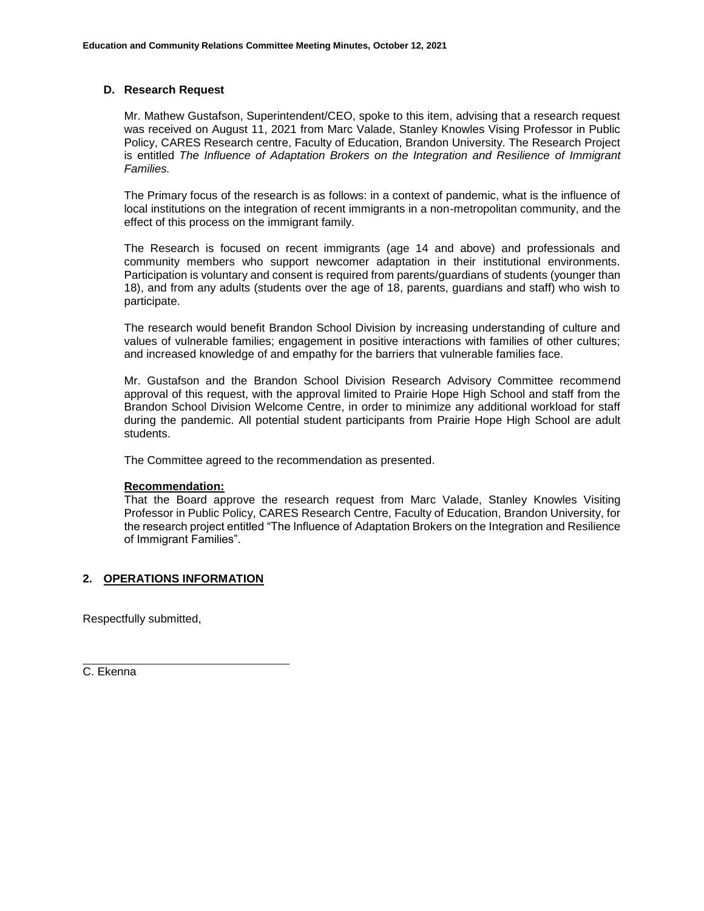### D. Research Request

Mr. Mathew Gustafson, Superintendent/CEO, spoke to this item, advising that a research request was received on August 11, 2021 from Marc Valade, Stanley Knowles Vising Professor in Public Policy, CARES Research centre, Faculty of Education, Brandon University. The Research Project is entitled *The Influence of Adaptation Brokers on the Integration and Resilience of Immigrant Families.*

The Primary focus of the research is as follows: in a context of pandemic, what is the influence of local institutions on the integration of recent immigrants in a non-metropolitan community, and the effect of this process on the immigrant family.

The Research is focused on recent immigrants (age 14 and above) and professionals and community members who support newcomer adaptation in their institutional environments. Participation is voluntary and consent is required from parents/guardians of students (younger than 18), and from any adults (students over the age of 18, parents, guardians and staff) who wish to participate.

The research would benefit Brandon School Division by increasing understanding of culture and values of vulnerable families; engagement in positive interactions with families of other cultures; and increased knowledge of and empathy for the barriers that vulnerable families face.

Mr. Gustafson and the Brandon School Division Research Advisory Committee recommend approval of this request, with the approval limited to Prairie Hope High School and staff from the Brandon School Division Welcome Centre, in order to minimize any additional workload for staff during the pandemic. All potential student participants from Prairie Hope High School are adult students.

The Committee agreed to the recommendation as presented.

**Recommendation:**

That the Board approve the research request from Marc Valade, Stanley Knowles Visiting Professor in Public Policy, CARES Research Centre, Faculty of Education, Brandon University, for the research project entitled "The Influence of Adaptation Brokers on the Integration and Resilience of Immigrant Families".

## 2. OPERATIONS INFORMATION

Respectfully submitted,

C. Ekenna